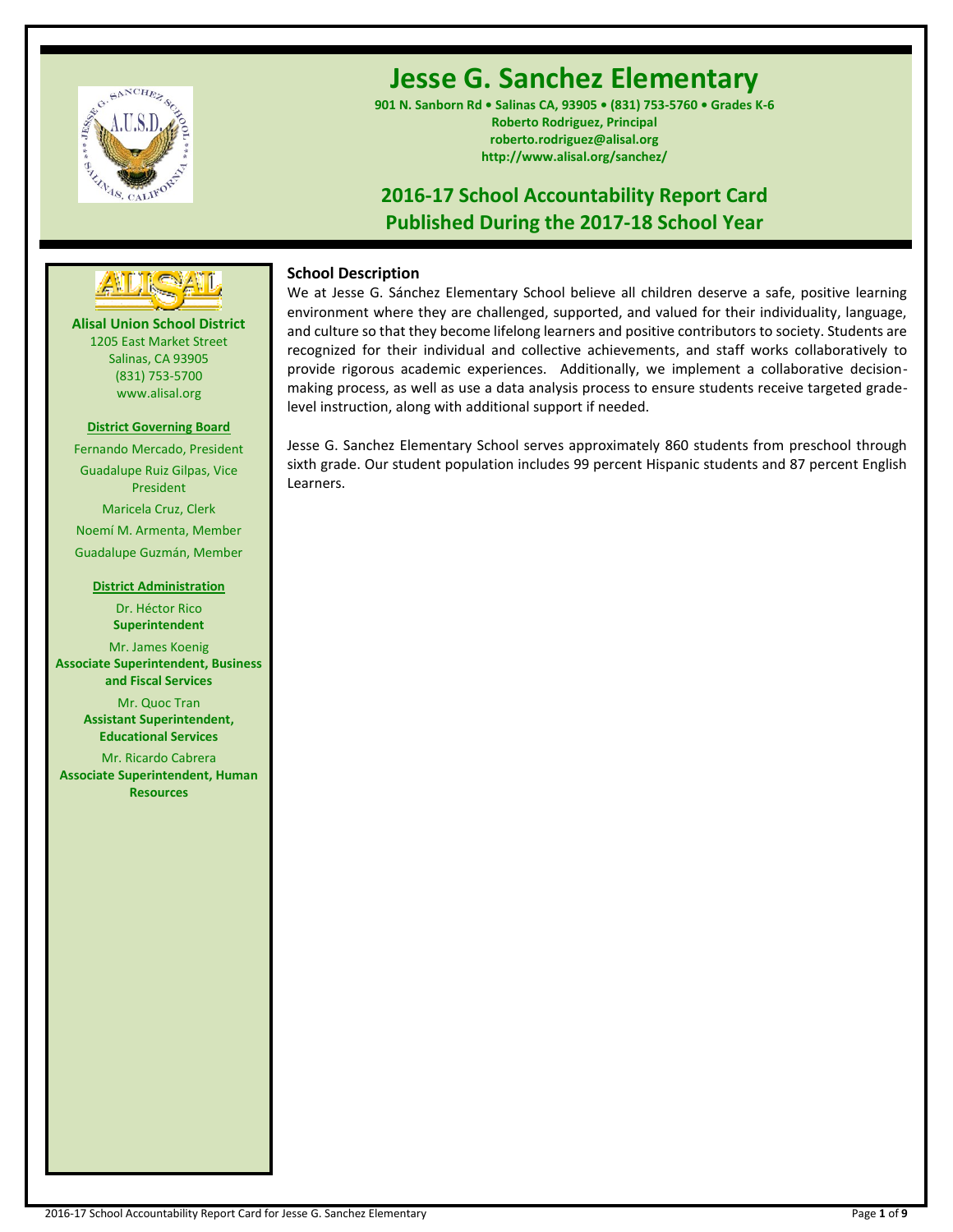# Jesse G. Sanchez Elementary

**901 N. Sanborn Rd • Salinas CA, 93905 • (831) 753-5760 • Grades K-6**
**Roberto Rodriguez, Principal**
**roberto.rodriguez@alisal.org**
**http://www.alisal.org/sanchez/**

## 2016-17 School Accountability Report Card
## Published During the 2017-18 School Year

**Alisal Union School District**
1205 East Market Street
Salinas, CA 93905
(831) 753-5700
www.alisal.org

**District Governing Board**

Fernando Mercado, President

Guadalupe Ruiz Gilpas, Vice President

Maricela Cruz, Clerk

Noemí M. Armenta, Member

Guadalupe Guzmán, Member

**District Administration**

Dr. Héctor Rico
**Superintendent**

Mr. James Koenig
**Associate Superintendent, Business and Fiscal Services**

Mr. Quoc Tran
**Assistant Superintendent, Educational Services**

Mr. Ricardo Cabrera
**Associate Superintendent, Human Resources**

### School Description

We at Jesse G. Sánchez Elementary School believe all children deserve a safe, positive learning environment where they are challenged, supported, and valued for their individuality, language, and culture so that they become lifelong learners and positive contributors to society. Students are recognized for their individual and collective achievements, and staff works collaboratively to provide rigorous academic experiences. Additionally, we implement a collaborative decision-making process, as well as use a data analysis process to ensure students receive targeted grade-level instruction, along with additional support if needed.

Jesse G. Sanchez Elementary School serves approximately 860 students from preschool through sixth grade. Our student population includes 99 percent Hispanic students and 87 percent English Learners.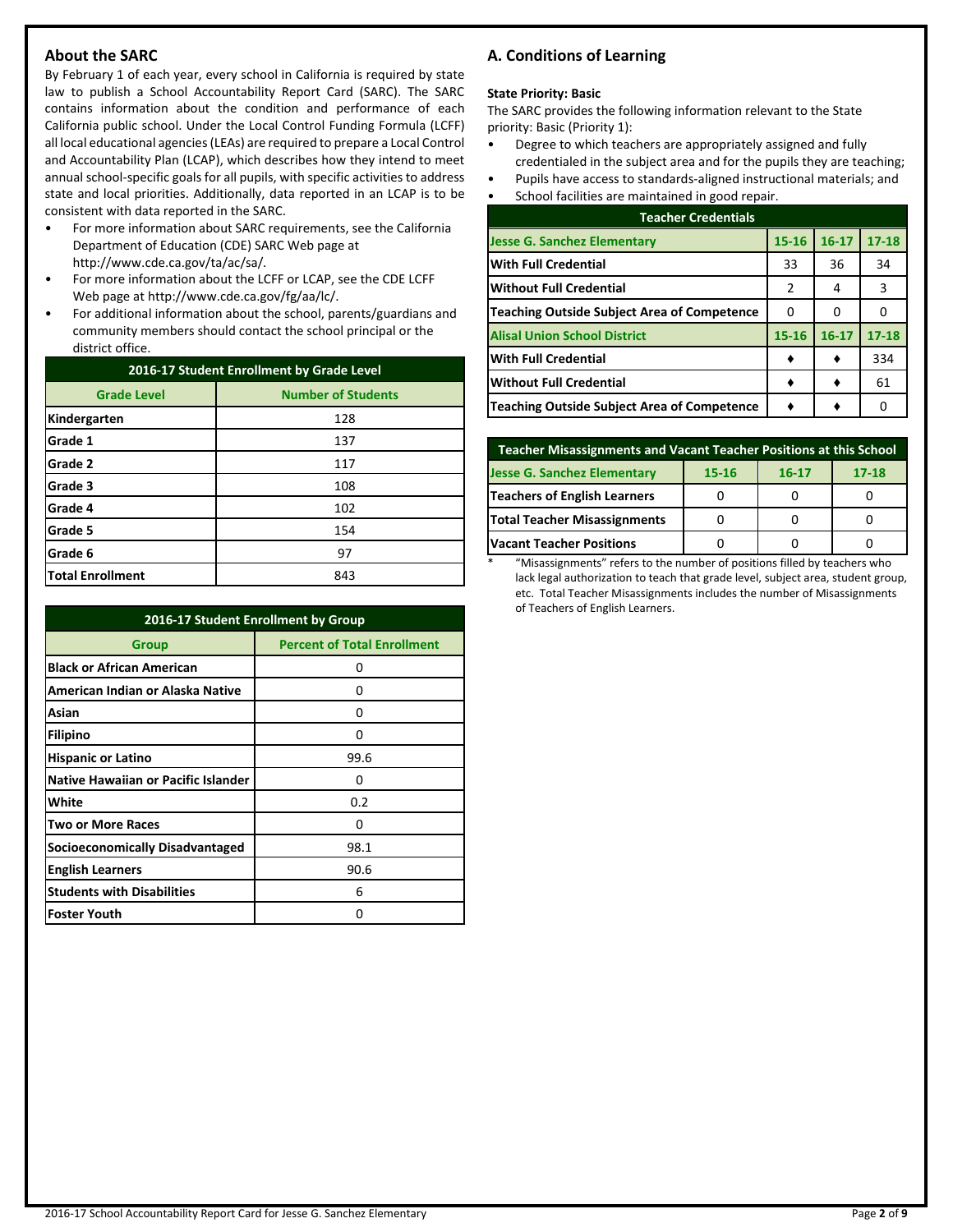## About the SARC

By February 1 of each year, every school in California is required by state law to publish a School Accountability Report Card (SARC). The SARC contains information about the condition and performance of each California public school. Under the Local Control Funding Formula (LCFF) all local educational agencies (LEAs) are required to prepare a Local Control and Accountability Plan (LCAP), which describes how they intend to meet annual school-specific goals for all pupils, with specific activities to address state and local priorities. Additionally, data reported in an LCAP is to be consistent with data reported in the SARC.

- For more information about SARC requirements, see the California Department of Education (CDE) SARC Web page at http://www.cde.ca.gov/ta/ac/sa/.
- For more information about the LCFF or LCAP, see the CDE LCFF Web page at http://www.cde.ca.gov/fg/aa/lc/.
- For additional information about the school, parents/guardians and community members should contact the school principal or the district office.

**2016-17 Student Enrollment by Grade Level**

| Grade Level | Number of Students |
|---|---|
| Kindergarten | 128 |
| Grade 1 | 137 |
| Grade 2 | 117 |
| Grade 3 | 108 |
| Grade 4 | 102 |
| Grade 5 | 154 |
| Grade 6 | 97 |
| Total Enrollment | 843 |

**2016-17 Student Enrollment by Group**

| Group | Percent of Total Enrollment |
|---|---|
| Black or African American | 0 |
| American Indian or Alaska Native | 0 |
| Asian | 0 |
| Filipino | 0 |
| Hispanic or Latino | 99.6 |
| Native Hawaiian or Pacific Islander | 0 |
| White | 0.2 |
| Two or More Races | 0 |
| Socioeconomically Disadvantaged | 98.1 |
| English Learners | 90.6 |
| Students with Disabilities | 6 |
| Foster Youth | 0 |

## A. Conditions of Learning

**State Priority: Basic**

The SARC provides the following information relevant to the State priority: Basic (Priority 1):

- Degree to which teachers are appropriately assigned and fully credentialed in the subject area and for the pupils they are teaching;
- Pupils have access to standards-aligned instructional materials; and
- School facilities are maintained in good repair.

**Teacher Credentials**

| Jesse G. Sanchez Elementary | 15-16 | 16-17 | 17-18 |
|---|---|---|---|
| With Full Credential | 33 | 36 | 34 |
| Without Full Credential | 2 | 4 | 3 |
| Teaching Outside Subject Area of Competence | 0 | 0 | 0 |
| **Alisal Union School District** | **15-16** | **16-17** | **17-18** |
| With Full Credential | ♦ | ♦ | 334 |
| Without Full Credential | ♦ | ♦ | 61 |
| Teaching Outside Subject Area of Competence | ♦ | ♦ | 0 |

**Teacher Misassignments and Vacant Teacher Positions at this School**

| Jesse G. Sanchez Elementary | 15-16 | 16-17 | 17-18 |
|---|---|---|---|
| Teachers of English Learners | 0 | 0 | 0 |
| Total Teacher Misassignments | 0 | 0 | 0 |
| Vacant Teacher Positions | 0 | 0 | 0 |

\* "Misassignments" refers to the number of positions filled by teachers who lack legal authorization to teach that grade level, subject area, student group, etc. Total Teacher Misassignments includes the number of Misassignments of Teachers of English Learners.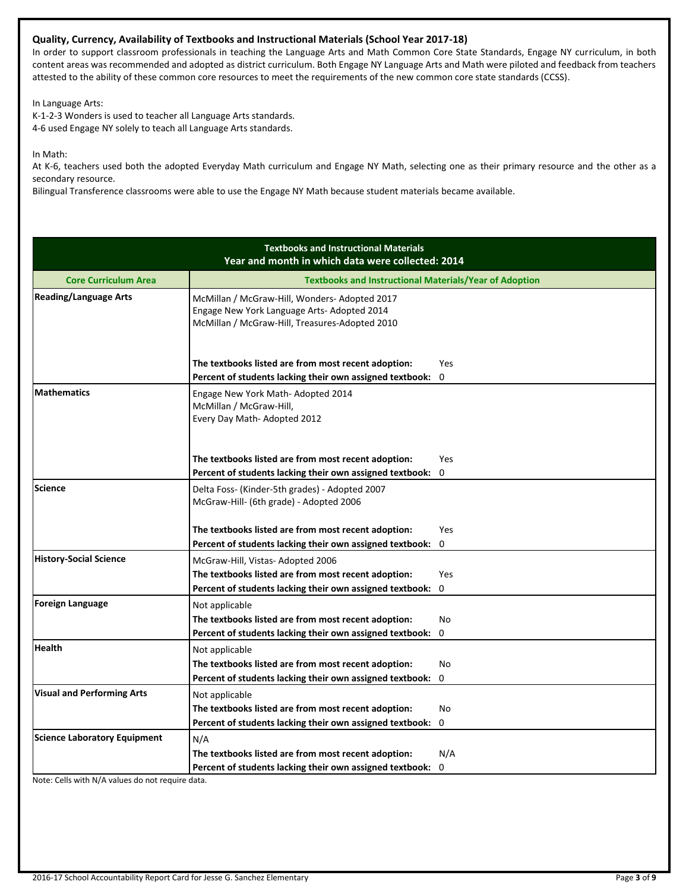### Quality, Currency, Availability of Textbooks and Instructional Materials (School Year 2017-18)

In order to support classroom professionals in teaching the Language Arts and Math Common Core State Standards, Engage NY curriculum, in both content areas was recommended and adopted as district curriculum. Both Engage NY Language Arts and Math were piloted and feedback from teachers attested to the ability of these common core resources to meet the requirements of the new common core state standards (CCSS).

In Language Arts:
K-1-2-3 Wonders is used to teacher all Language Arts standards.
4-6 used Engage NY solely to teach all Language Arts standards.

In Math:
At K-6, teachers used both the adopted Everyday Math curriculum and Engage NY Math, selecting one as their primary resource and the other as a secondary resource.
Bilingual Transference classrooms were able to use the Engage NY Math because student materials became available.

| Textbooks and Instructional Materials<br>Year and month in which data were collected: 2014 | | |
|---|---|---|
| **Core Curriculum Area** | **Textbooks and Instructional Materials/Year of Adoption** | |
| **Reading/Language Arts** | McMillan / McGraw-Hill, Wonders- Adopted 2017<br>Engage New York Language Arts- Adopted 2014<br>McMillan / McGraw-Hill, Treasures-Adopted 2010 | |
| | **The textbooks listed are from most recent adoption:** | Yes |
| | **Percent of students lacking their own assigned textbook:** | 0 |
| **Mathematics** | Engage New York Math- Adopted 2014<br>McMillan / McGraw-Hill,<br>Every Day Math- Adopted 2012 | |
| | **The textbooks listed are from most recent adoption:** | Yes |
| | **Percent of students lacking their own assigned textbook:** | 0 |
| **Science** | Delta Foss- (Kinder-5th grades) - Adopted 2007<br>McGraw-Hill- (6th grade) - Adopted 2006 | |
| | **The textbooks listed are from most recent adoption:** | Yes |
| | **Percent of students lacking their own assigned textbook:** | 0 |
| **History-Social Science** | McGraw-Hill, Vistas- Adopted 2006 | |
| | **The textbooks listed are from most recent adoption:** | Yes |
| | **Percent of students lacking their own assigned textbook:** | 0 |
| **Foreign Language** | Not applicable | |
| | **The textbooks listed are from most recent adoption:** | No |
| | **Percent of students lacking their own assigned textbook:** | 0 |
| **Health** | Not applicable | |
| | **The textbooks listed are from most recent adoption:** | No |
| | **Percent of students lacking their own assigned textbook:** | 0 |
| **Visual and Performing Arts** | Not applicable | |
| | **The textbooks listed are from most recent adoption:** | No |
| | **Percent of students lacking their own assigned textbook:** | 0 |
| **Science Laboratory Equipment** | N/A | |
| | **The textbooks listed are from most recent adoption:** | N/A |
| | **Percent of students lacking their own assigned textbook:** | 0 |

Note: Cells with N/A values do not require data.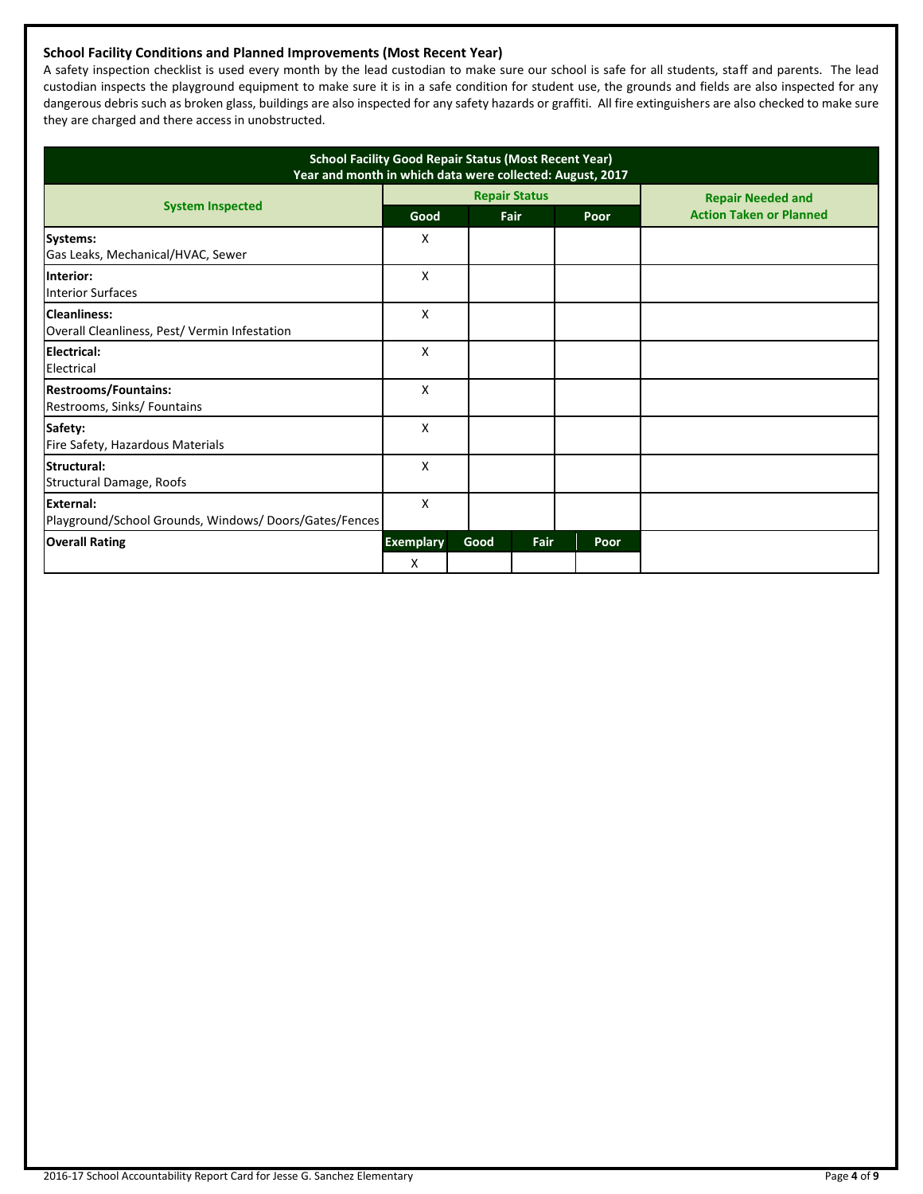### School Facility Conditions and Planned Improvements (Most Recent Year)

A safety inspection checklist is used every month by the lead custodian to make sure our school is safe for all students, staff and parents. The lead custodian inspects the playground equipment to make sure it is in a safe condition for student use, the grounds and fields are also inspected for any dangerous debris such as broken glass, buildings are also inspected for any safety hazards or graffiti. All fire extinguishers are also checked to make sure they are charged and there access in unobstructed.

**School Facility Good Repair Status (Most Recent Year)**
**Year and month in which data were collected: August, 2017**

| System Inspected | Repair Status | | | Repair Needed and Action Taken or Planned |
|---|---|---|---|---|
| | Good | Fair | Poor | |
| **Systems:** Gas Leaks, Mechanical/HVAC, Sewer | X | | | |
| **Interior:** Interior Surfaces | X | | | |
| **Cleanliness:** Overall Cleanliness, Pest/ Vermin Infestation | X | | | |
| **Electrical:** Electrical | X | | | |
| **Restrooms/Fountains:** Restrooms, Sinks/ Fountains | X | | | |
| **Safety:** Fire Safety, Hazardous Materials | X | | | |
| **Structural:** Structural Damage, Roofs | X | | | |
| **External:** Playground/School Grounds, Windows/ Doors/Gates/Fences | X | | | |

| Overall Rating | Exemplary | Good | Fair | Poor |
|---|---|---|---|---|
| | X | | | |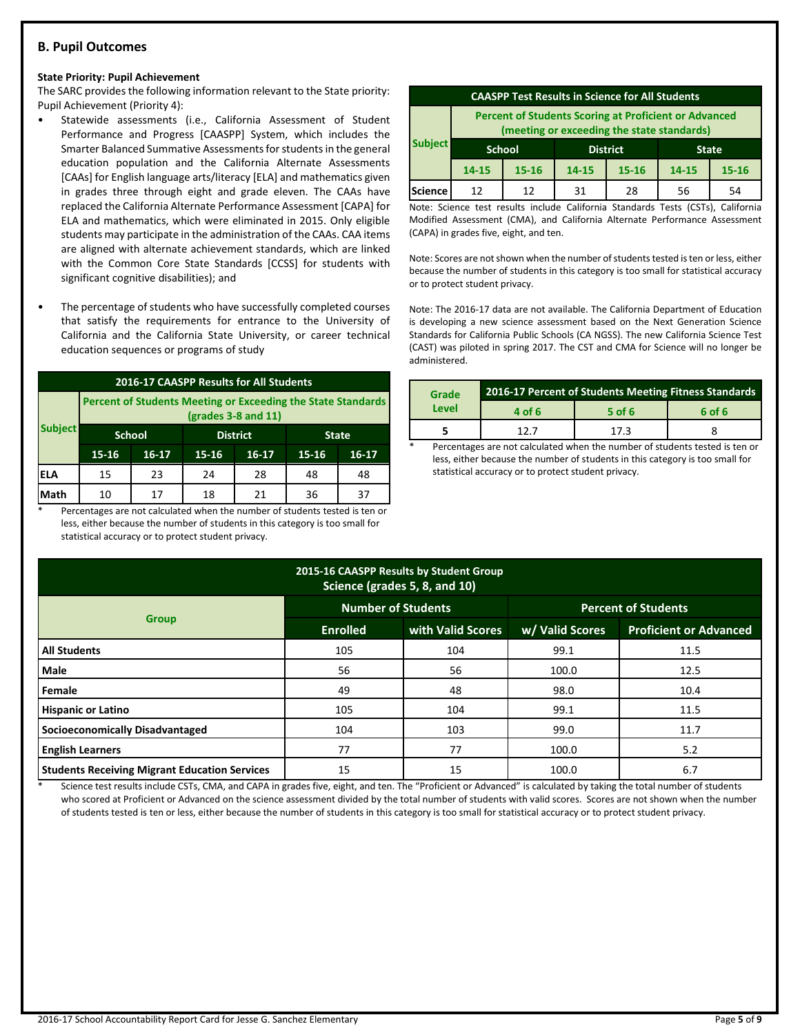## B. Pupil Outcomes

**State Priority: Pupil Achievement**

The SARC provides the following information relevant to the State priority: Pupil Achievement (Priority 4):

- Statewide assessments (i.e., California Assessment of Student Performance and Progress [CAASPP] System, which includes the Smarter Balanced Summative Assessments for students in the general education population and the California Alternate Assessments [CAAs] for English language arts/literacy [ELA] and mathematics given in grades three through eight and grade eleven. The CAAs have replaced the California Alternate Performance Assessment [CAPA] for ELA and mathematics, which were eliminated in 2015. Only eligible students may participate in the administration of the CAAs. CAA items are aligned with alternate achievement standards, which are linked with the Common Core State Standards [CCSS] for students with significant cognitive disabilities); and

- The percentage of students who have successfully completed courses that satisfy the requirements for entrance to the University of California and the California State University, or career technical education sequences or programs of study

**2016-17 CAASPP Results for All Students**

| Subject | Percent of Students Meeting or Exceeding the State Standards (grades 3-8 and 11) | | | | | |
|---|---|---|---|---|---|---|
| | School | | District | | State | |
| | 15-16 | 16-17 | 15-16 | 16-17 | 15-16 | 16-17 |
| ELA | 15 | 23 | 24 | 28 | 48 | 48 |
| Math | 10 | 17 | 18 | 21 | 36 | 37 |

\* Percentages are not calculated when the number of students tested is ten or less, either because the number of students in this category is too small for statistical accuracy or to protect student privacy.

**CAASPP Test Results in Science for All Students**

| Subject | Percent of Students Scoring at Proficient or Advanced (meeting or exceeding the state standards) | | | | | |
|---|---|---|---|---|---|---|
| | School | | District | | State | |
| | 14-15 | 15-16 | 14-15 | 15-16 | 14-15 | 15-16 |
| Science | 12 | 12 | 31 | 28 | 56 | 54 |

Note: Science test results include California Standards Tests (CSTs), California Modified Assessment (CMA), and California Alternate Performance Assessment (CAPA) in grades five, eight, and ten.

Note: Scores are not shown when the number of students tested is ten or less, either because the number of students in this category is too small for statistical accuracy or to protect student privacy.

Note: The 2016-17 data are not available. The California Department of Education is developing a new science assessment based on the Next Generation Science Standards for California Public Schools (CA NGSS). The new California Science Test (CAST) was piloted in spring 2017. The CST and CMA for Science will no longer be administered.

| Grade Level | 2016-17 Percent of Students Meeting Fitness Standards | | |
|---|---|---|---|
| | 4 of 6 | 5 of 6 | 6 of 6 |
| 5 | 12.7 | 17.3 | 8 |

\* Percentages are not calculated when the number of students tested is ten or less, either because the number of students in this category is too small for statistical accuracy or to protect student privacy.

**2015-16 CAASPP Results by Student Group Science (grades 5, 8, and 10)**

| Group | Number of Students | | Percent of Students | |
|---|---|---|---|---|
| | Enrolled | with Valid Scores | w/ Valid Scores | Proficient or Advanced |
| All Students | 105 | 104 | 99.1 | 11.5 |
| Male | 56 | 56 | 100.0 | 12.5 |
| Female | 49 | 48 | 98.0 | 10.4 |
| Hispanic or Latino | 105 | 104 | 99.1 | 11.5 |
| Socioeconomically Disadvantaged | 104 | 103 | 99.0 | 11.7 |
| English Learners | 77 | 77 | 100.0 | 5.2 |
| Students Receiving Migrant Education Services | 15 | 15 | 100.0 | 6.7 |

\* Science test results include CSTs, CMA, and CAPA in grades five, eight, and ten. The "Proficient or Advanced" is calculated by taking the total number of students who scored at Proficient or Advanced on the science assessment divided by the total number of students with valid scores. Scores are not shown when the number of students tested is ten or less, either because the number of students in this category is too small for statistical accuracy or to protect student privacy.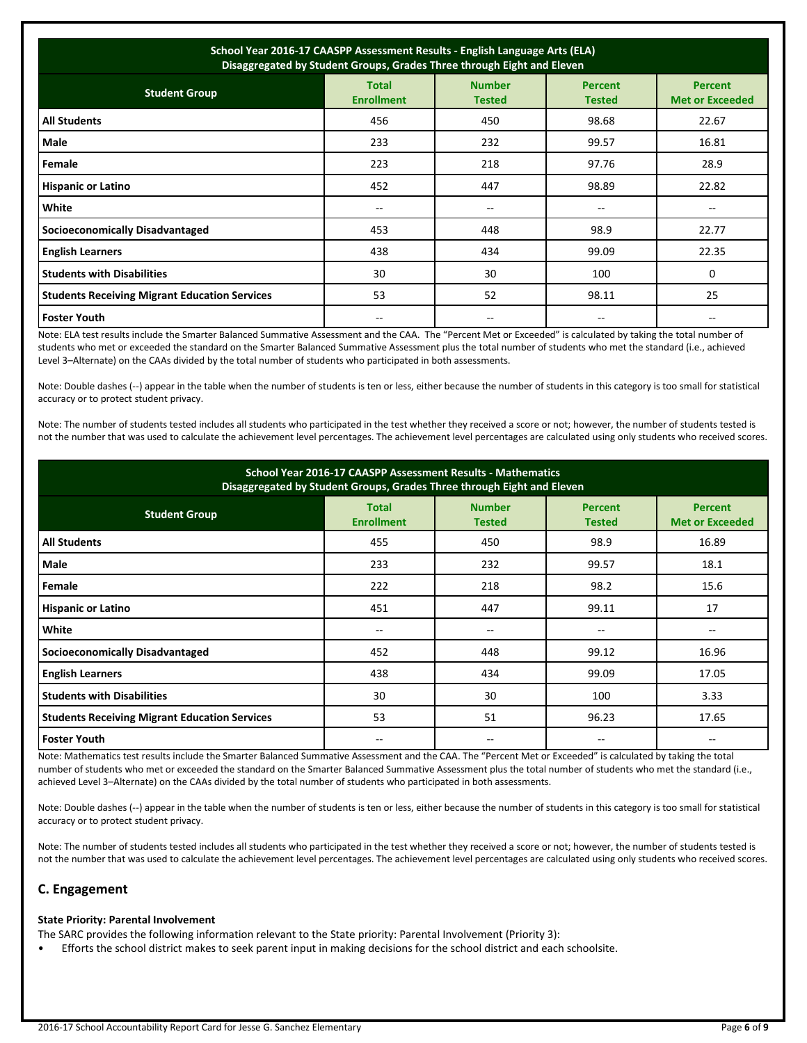| School Year 2016-17 CAASPP Assessment Results - English Language Arts (ELA) Disaggregated by Student Groups, Grades Three through Eight and Eleven | | | | |
|---|---|---|---|---|
| **Student Group** | **Total Enrollment** | **Number Tested** | **Percent Tested** | **Percent Met or Exceeded** |
| **All Students** | 456 | 450 | 98.68 | 22.67 |
| **Male** | 233 | 232 | 99.57 | 16.81 |
| **Female** | 223 | 218 | 97.76 | 28.9 |
| **Hispanic or Latino** | 452 | 447 | 98.89 | 22.82 |
| **White** | -- | -- | -- | -- |
| **Socioeconomically Disadvantaged** | 453 | 448 | 98.9 | 22.77 |
| **English Learners** | 438 | 434 | 99.09 | 22.35 |
| **Students with Disabilities** | 30 | 30 | 100 | 0 |
| **Students Receiving Migrant Education Services** | 53 | 52 | 98.11 | 25 |
| **Foster Youth** | -- | -- | -- | -- |

Note: ELA test results include the Smarter Balanced Summative Assessment and the CAA. The "Percent Met or Exceeded" is calculated by taking the total number of students who met or exceeded the standard on the Smarter Balanced Summative Assessment plus the total number of students who met the standard (i.e., achieved Level 3–Alternate) on the CAAs divided by the total number of students who participated in both assessments.

Note: Double dashes (--) appear in the table when the number of students is ten or less, either because the number of students in this category is too small for statistical accuracy or to protect student privacy.

Note: The number of students tested includes all students who participated in the test whether they received a score or not; however, the number of students tested is not the number that was used to calculate the achievement level percentages. The achievement level percentages are calculated using only students who received scores.

| School Year 2016-17 CAASPP Assessment Results - Mathematics Disaggregated by Student Groups, Grades Three through Eight and Eleven | | | | |
|---|---|---|---|---|
| **Student Group** | **Total Enrollment** | **Number Tested** | **Percent Tested** | **Percent Met or Exceeded** |
| **All Students** | 455 | 450 | 98.9 | 16.89 |
| **Male** | 233 | 232 | 99.57 | 18.1 |
| **Female** | 222 | 218 | 98.2 | 15.6 |
| **Hispanic or Latino** | 451 | 447 | 99.11 | 17 |
| **White** | -- | -- | -- | -- |
| **Socioeconomically Disadvantaged** | 452 | 448 | 99.12 | 16.96 |
| **English Learners** | 438 | 434 | 99.09 | 17.05 |
| **Students with Disabilities** | 30 | 30 | 100 | 3.33 |
| **Students Receiving Migrant Education Services** | 53 | 51 | 96.23 | 17.65 |
| **Foster Youth** | -- | -- | -- | -- |

Note: Mathematics test results include the Smarter Balanced Summative Assessment and the CAA. The "Percent Met or Exceeded" is calculated by taking the total number of students who met or exceeded the standard on the Smarter Balanced Summative Assessment plus the total number of students who met the standard (i.e., achieved Level 3–Alternate) on the CAAs divided by the total number of students who participated in both assessments.

Note: Double dashes (--) appear in the table when the number of students is ten or less, either because the number of students in this category is too small for statistical accuracy or to protect student privacy.

Note: The number of students tested includes all students who participated in the test whether they received a score or not; however, the number of students tested is not the number that was used to calculate the achievement level percentages. The achievement level percentages are calculated using only students who received scores.

## C. Engagement

**State Priority: Parental Involvement**

The SARC provides the following information relevant to the State priority: Parental Involvement (Priority 3):

- Efforts the school district makes to seek parent input in making decisions for the school district and each schoolsite.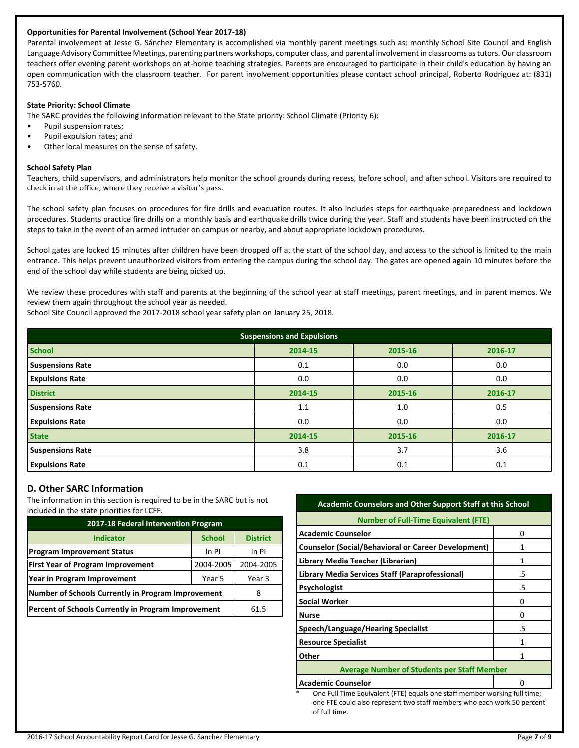**Opportunities for Parental Involvement (School Year 2017-18)**

Parental involvement at Jesse G. Sánchez Elementary is accomplished via monthly parent meetings such as: monthly School Site Council and English Language Advisory Committee Meetings, parenting partners workshops, computer class, and parental involvement in classrooms as tutors. Our classroom teachers offer evening parent workshops on at-home teaching strategies. Parents are encouraged to participate in their child's education by having an open communication with the classroom teacher. For parent involvement opportunities please contact school principal, Roberto Rodriguez at: (831) 753-5760.

**State Priority: School Climate**

The SARC provides the following information relevant to the State priority: School Climate (Priority 6):

- Pupil suspension rates;
- Pupil expulsion rates; and
- Other local measures on the sense of safety.

**School Safety Plan**

Teachers, child supervisors, and administrators help monitor the school grounds during recess, before school, and after school. Visitors are required to check in at the office, where they receive a visitor's pass.

The school safety plan focuses on procedures for fire drills and evacuation routes. It also includes steps for earthquake preparedness and lockdown procedures. Students practice fire drills on a monthly basis and earthquake drills twice during the year. Staff and students have been instructed on the steps to take in the event of an armed intruder on campus or nearby, and about appropriate lockdown procedures.

School gates are locked 15 minutes after children have been dropped off at the start of the school day, and access to the school is limited to the main entrance. This helps prevent unauthorized visitors from entering the campus during the school day. The gates are opened again 10 minutes before the end of the school day while students are being picked up.

We review these procedures with staff and parents at the beginning of the school year at staff meetings, parent meetings, and in parent memos. We review them again throughout the school year as needed.

School Site Council approved the 2017-2018 school year safety plan on January 25, 2018.

| Suspensions and Expulsions | | | |
|---|---|---|---|
| **School** | **2014-15** | **2015-16** | **2016-17** |
| **Suspensions Rate** | 0.1 | 0.0 | 0.0 |
| **Expulsions Rate** | 0.0 | 0.0 | 0.0 |
| **District** | **2014-15** | **2015-16** | **2016-17** |
| **Suspensions Rate** | 1.1 | 1.0 | 0.5 |
| **Expulsions Rate** | 0.0 | 0.0 | 0.0 |
| **State** | **2014-15** | **2015-16** | **2016-17** |
| **Suspensions Rate** | 3.8 | 3.7 | 3.6 |
| **Expulsions Rate** | 0.1 | 0.1 | 0.1 |

## D. Other SARC Information

The information in this section is required to be in the SARC but is not included in the state priorities for LCFF.

| 2017-18 Federal Intervention Program | | |
|---|---|---|
| **Indicator** | **School** | **District** |
| **Program Improvement Status** | In PI | In PI |
| **First Year of Program Improvement** | 2004-2005 | 2004-2005 |
| **Year in Program Improvement** | Year 5 | Year 3 |
| **Number of Schools Currently in Program Improvement** | | 8 |
| **Percent of Schools Currently in Program Improvement** | | 61.5 |

| Academic Counselors and Other Support Staff at this School | |
|---|---|
| **Number of Full-Time Equivalent (FTE)** | |
| **Academic Counselor** | 0 |
| **Counselor (Social/Behavioral or Career Development)** | 1 |
| **Library Media Teacher (Librarian)** | 1 |
| **Library Media Services Staff (Paraprofessional)** | .5 |
| **Psychologist** | .5 |
| **Social Worker** | 0 |
| **Nurse** | 0 |
| **Speech/Language/Hearing Specialist** | .5 |
| **Resource Specialist** | 1 |
| **Other** | 1 |
| **Average Number of Students per Staff Member** | |
| **Academic Counselor** | 0 |

\* One Full Time Equivalent (FTE) equals one staff member working full time; one FTE could also represent two staff members who each work 50 percent of full time.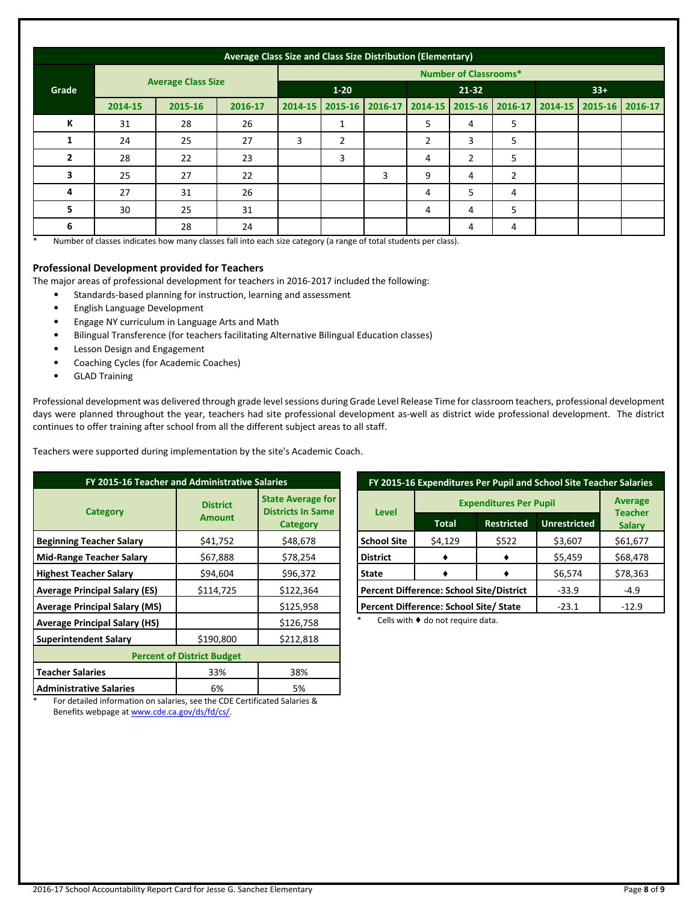| Average Class Size and Class Size Distribution (Elementary) | | | | | | | | | | | | |
|---|---|---|---|---|---|---|---|---|---|---|---|---|
| Grade | Average Class Size | | | Number of Classrooms* | | | | | | | | |
| | | | | 1-20 | | | 21-32 | | | 33+ | | |
| | 2014-15 | 2015-16 | 2016-17 | 2014-15 | 2015-16 | 2016-17 | 2014-15 | 2015-16 | 2016-17 | 2014-15 | 2015-16 | 2016-17 |
| K | 31 | 28 | 26 | | 1 | | 5 | 4 | 5 | | | |
| 1 | 24 | 25 | 27 | 3 | 2 | | 2 | 3 | 5 | | | |
| 2 | 28 | 22 | 23 | | 3 | | 4 | 2 | 5 | | | |
| 3 | 25 | 27 | 22 | | | 3 | 9 | 4 | 2 | | | |
| 4 | 27 | 31 | 26 | | | | 4 | 5 | 4 | | | |
| 5 | 30 | 25 | 31 | | | | 4 | 4 | 5 | | | |
| 6 | | 28 | 24 | | | | | 4 | 4 | | | |

* Number of classes indicates how many classes fall into each size category (a range of total students per class).

### Professional Development provided for Teachers

The major areas of professional development for teachers in 2016-2017 included the following:

- Standards-based planning for instruction, learning and assessment
- English Language Development
- Engage NY curriculum in Language Arts and Math
- Bilingual Transference (for teachers facilitating Alternative Bilingual Education classes)
- Lesson Design and Engagement
- Coaching Cycles (for Academic Coaches)
- GLAD Training

Professional development was delivered through grade level sessions during Grade Level Release Time for classroom teachers, professional development days were planned throughout the year, teachers had site professional development as-well as district wide professional development. The district continues to offer training after school from all the different subject areas to all staff.

Teachers were supported during implementation by the site's Academic Coach.

| FY 2015-16 Teacher and Administrative Salaries | | |
|---|---|---|
| Category | District Amount | State Average for Districts In Same Category |
| Beginning Teacher Salary | $41,752 | $48,678 |
| Mid-Range Teacher Salary | $67,888 | $78,254 |
| Highest Teacher Salary | $94,604 | $96,372 |
| Average Principal Salary (ES) | $114,725 | $122,364 |
| Average Principal Salary (MS) | | $125,958 |
| Average Principal Salary (HS) | | $126,758 |
| Superintendent Salary | $190,800 | $212,818 |
| Percent of District Budget | | |
| Teacher Salaries | 33% | 38% |
| Administrative Salaries | 6% | 5% |

* For detailed information on salaries, see the CDE Certificated Salaries & Benefits webpage at www.cde.ca.gov/ds/fd/cs/.

| FY 2015-16 Expenditures Per Pupil and School Site Teacher Salaries | | | | |
|---|---|---|---|---|
| Level | Expenditures Per Pupil | | | Average Teacher Salary |
| | Total | Restricted | Unrestricted | |
| School Site | $4,129 | $522 | $3,607 | $61,677 |
| District | ♦ | ♦ | $5,459 | $68,478 |
| State | ♦ | ♦ | $6,574 | $78,363 |
| Percent Difference: School Site/District | | | -33.9 | -4.9 |
| Percent Difference: School Site/ State | | | -23.1 | -12.9 |

* Cells with ♦ do not require data.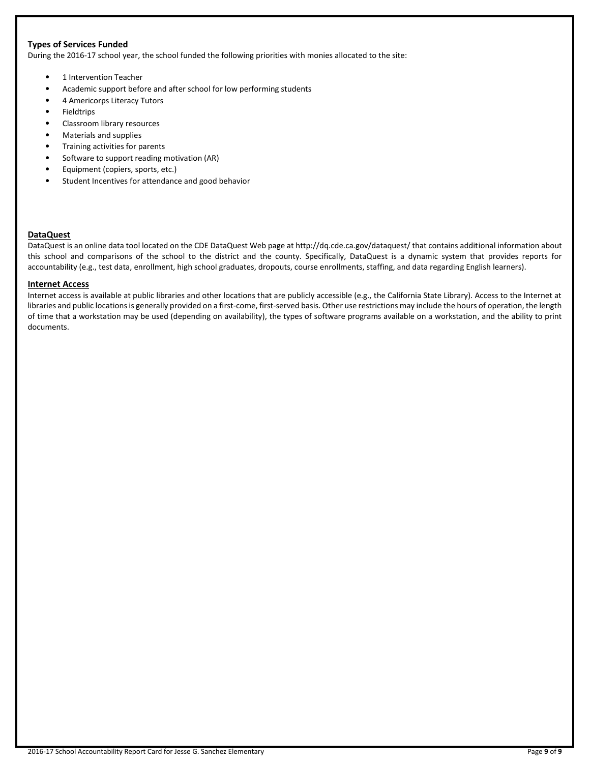**Types of Services Funded**

During the 2016-17 school year, the school funded the following priorities with monies allocated to the site:

- 1 Intervention Teacher
- Academic support before and after school for low performing students
- 4 Americorps Literacy Tutors
- Fieldtrips
- Classroom library resources
- Materials and supplies
- Training activities for parents
- Software to support reading motivation (AR)
- Equipment (copiers, sports, etc.)
- Student Incentives for attendance and good behavior

**DataQuest**

DataQuest is an online data tool located on the CDE DataQuest Web page at http://dq.cde.ca.gov/dataquest/ that contains additional information about this school and comparisons of the school to the district and the county. Specifically, DataQuest is a dynamic system that provides reports for accountability (e.g., test data, enrollment, high school graduates, dropouts, course enrollments, staffing, and data regarding English learners).

**Internet Access**

Internet access is available at public libraries and other locations that are publicly accessible (e.g., the California State Library). Access to the Internet at libraries and public locations is generally provided on a first-come, first-served basis. Other use restrictions may include the hours of operation, the length of time that a workstation may be used (depending on availability), the types of software programs available on a workstation, and the ability to print documents.